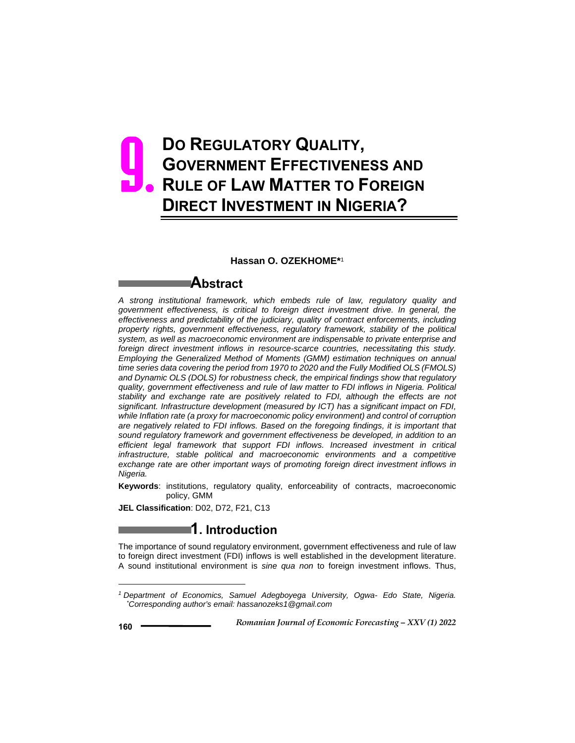# 9. Do Regulatory Quality, Government Effectiveness and Rule of Law Matter to Foreign Direct Investment in Nigeria?

**Hassan O. OZEKHOME***[1]

## Abstract

*A strong institutional framework, which embeds rule of law, regulatory quality and government effectiveness, is critical to foreign direct investment drive. In general, the effectiveness and predictability of the judiciary, quality of contract enforcements, including property rights, government effectiveness, regulatory framework, stability of the political system, as well as macroeconomic environment are indispensable to private enterprise and foreign direct investment inflows in resource-scarce countries, necessitating this study. Employing the Generalized Method of Moments (GMM) estimation techniques on annual time series data covering the period from 1970 to 2020 and the Fully Modified OLS (FMOLS) and Dynamic OLS (DOLS) for robustness check, the empirical findings show that regulatory quality, government effectiveness and rule of law matter to FDI inflows in Nigeria. Political stability and exchange rate are positively related to FDI, although the effects are not significant. Infrastructure development (measured by ICT) has a significant impact on FDI, while Inflation rate (a proxy for macroeconomic policy environment) and control of corruption are negatively related to FDI inflows. Based on the foregoing findings, it is important that sound regulatory framework and government effectiveness be developed, in addition to an efficient legal framework that support FDI inflows. Increased investment in critical infrastructure, stable political and macroeconomic environments and a competitive exchange rate are other important ways of promoting foreign direct investment inflows in Nigeria.*

**Keywords**: institutions, regulatory quality, enforceability of contracts, macroeconomic policy, GMM

**JEL Classification**: D02, D72, F21, C13

## 1. Introduction

The importance of sound regulatory environment, government effectiveness and rule of law to foreign direct investment (FDI) inflows is well established in the development literature. A sound institutional environment is *sine qua non* to foreign investment inflows. Thus,

---

[1] *Department of Economics, Samuel Adegboyega University, Ogwa- Edo State, Nigeria.*
*Corresponding author's email: hassanozeks1@gmail.com*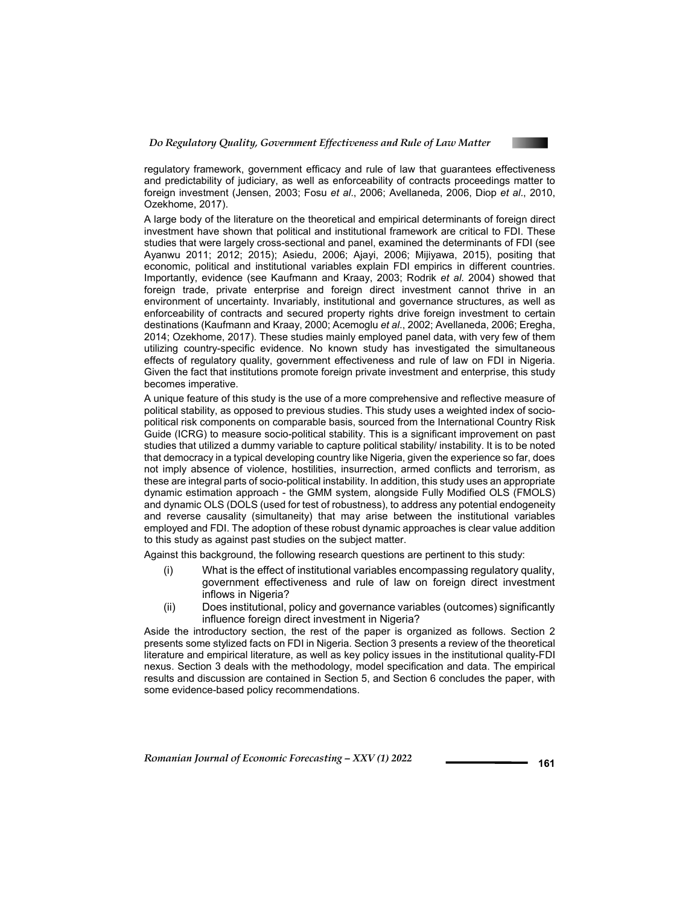regulatory framework, government efficacy and rule of law that guarantees effectiveness and predictability of judiciary, as well as enforceability of contracts proceedings matter to foreign investment (Jensen, 2003; Fosu *et al*., 2006; Avellaneda, 2006, Diop *et al*., 2010, Ozekhome, 2017).

A large body of the literature on the theoretical and empirical determinants of foreign direct investment have shown that political and institutional framework are critical to FDI. These studies that were largely cross-sectional and panel, examined the determinants of FDI (see Ayanwu 2011; 2012; 2015); Asiedu, 2006; Ajayi, 2006; Mijiyawa, 2015), positing that economic, political and institutional variables explain FDI empirics in different countries. Importantly, evidence (see Kaufmann and Kraay, 2003; Rodrik *et al*. 2004) showed that foreign trade, private enterprise and foreign direct investment cannot thrive in an environment of uncertainty. Invariably, institutional and governance structures, as well as enforceability of contracts and secured property rights drive foreign investment to certain destinations (Kaufmann and Kraay, 2000; Acemoglu *et al*., 2002; Avellaneda, 2006; Eregha, 2014; Ozekhome, 2017). These studies mainly employed panel data, with very few of them utilizing country-specific evidence. No known study has investigated the simultaneous effects of regulatory quality, government effectiveness and rule of law on FDI in Nigeria. Given the fact that institutions promote foreign private investment and enterprise, this study becomes imperative.

A unique feature of this study is the use of a more comprehensive and reflective measure of political stability, as opposed to previous studies. This study uses a weighted index of socio-political risk components on comparable basis, sourced from the International Country Risk Guide (ICRG) to measure socio-political stability. This is a significant improvement on past studies that utilized a dummy variable to capture political stability/ instability. It is to be noted that democracy in a typical developing country like Nigeria, given the experience so far, does not imply absence of violence, hostilities, insurrection, armed conflicts and terrorism, as these are integral parts of socio-political instability. In addition, this study uses an appropriate dynamic estimation approach - the GMM system, alongside Fully Modified OLS (FMOLS) and dynamic OLS (DOLS (used for test of robustness), to address any potential endogeneity and reverse causality (simultaneity) that may arise between the institutional variables employed and FDI. The adoption of these robust dynamic approaches is clear value addition to this study as against past studies on the subject matter.

Against this background, the following research questions are pertinent to this study:

(i) What is the effect of institutional variables encompassing regulatory quality, government effectiveness and rule of law on foreign direct investment inflows in Nigeria?

(ii) Does institutional, policy and governance variables (outcomes) significantly influence foreign direct investment in Nigeria?

Aside the introductory section, the rest of the paper is organized as follows. Section 2 presents some stylized facts on FDI in Nigeria. Section 3 presents a review of the theoretical literature and empirical literature, as well as key policy issues in the institutional quality-FDI nexus. Section 3 deals with the methodology, model specification and data. The empirical results and discussion are contained in Section 5, and Section 6 concludes the paper, with some evidence-based policy recommendations.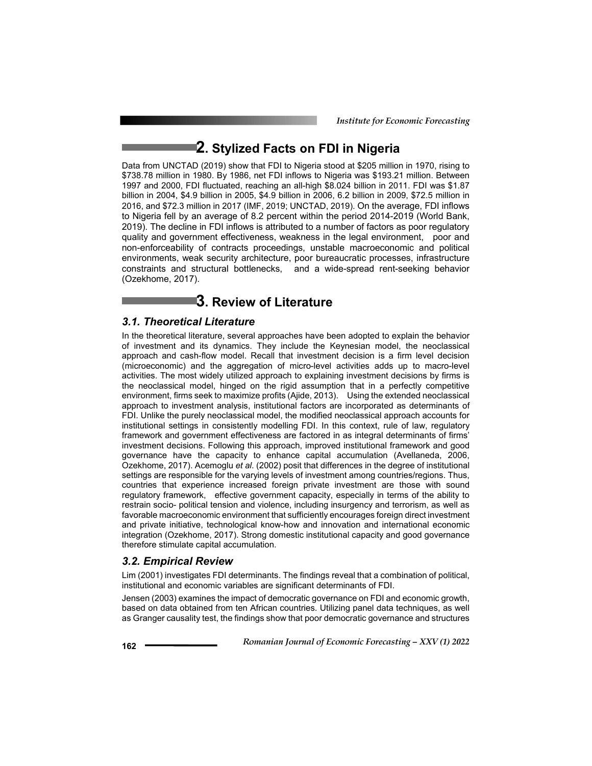## 2. Stylized Facts on FDI in Nigeria

Data from UNCTAD (2019) show that FDI to Nigeria stood at $205 million in 1970, rising to $738.78 million in 1980. By 1986, net FDI inflows to Nigeria was $193.21 million. Between 1997 and 2000, FDI fluctuated, reaching an all-high $8.024 billion in 2011. FDI was $1.87 billion in 2004, $4.9 billion in 2005, $4.9 billion in 2006, 6.2 billion in 2009, $72.5 million in 2016, and $72.3 million in 2017 (IMF, 2019; UNCTAD, 2019). On the average, FDI inflows to Nigeria fell by an average of 8.2 percent within the period 2014-2019 (World Bank, 2019). The decline in FDI inflows is attributed to a number of factors as poor regulatory quality and government effectiveness, weakness in the legal environment, poor and non-enforceability of contracts proceedings, unstable macroeconomic and political environments, weak security architecture, poor bureaucratic processes, infrastructure constraints and structural bottlenecks, and a wide-spread rent-seeking behavior (Ozekhome, 2017).

## 3. Review of Literature

### 3.1. Theoretical Literature

In the theoretical literature, several approaches have been adopted to explain the behavior of investment and its dynamics. They include the Keynesian model, the neoclassical approach and cash-flow model. Recall that investment decision is a firm level decision (microeconomic) and the aggregation of micro-level activities adds up to macro-level activities. The most widely utilized approach to explaining investment decisions by firms is the neoclassical model, hinged on the rigid assumption that in a perfectly competitive environment, firms seek to maximize profits (Ajide, 2013). Using the extended neoclassical approach to investment analysis, institutional factors are incorporated as determinants of FDI. Unlike the purely neoclassical model, the modified neoclassical approach accounts for institutional settings in consistently modelling FDI. In this context, rule of law, regulatory framework and government effectiveness are factored in as integral determinants of firms' investment decisions. Following this approach, improved institutional framework and good governance have the capacity to enhance capital accumulation (Avellaneda, 2006, Ozekhome, 2017). Acemoglu *et al*. (2002) posit that differences in the degree of institutional settings are responsible for the varying levels of investment among countries/regions. Thus, countries that experience increased foreign private investment are those with sound regulatory framework, effective government capacity, especially in terms of the ability to restrain socio- political tension and violence, including insurgency and terrorism, as well as favorable macroeconomic environment that sufficiently encourages foreign direct investment and private initiative, technological know-how and innovation and international economic integration (Ozekhome, 2017). Strong domestic institutional capacity and good governance therefore stimulate capital accumulation.

### 3.2. Empirical Review

Lim (2001) investigates FDI determinants. The findings reveal that a combination of political, institutional and economic variables are significant determinants of FDI.

Jensen (2003) examines the impact of democratic governance on FDI and economic growth, based on data obtained from ten African countries. Utilizing panel data techniques, as well as Granger causality test, the findings show that poor democratic governance and structures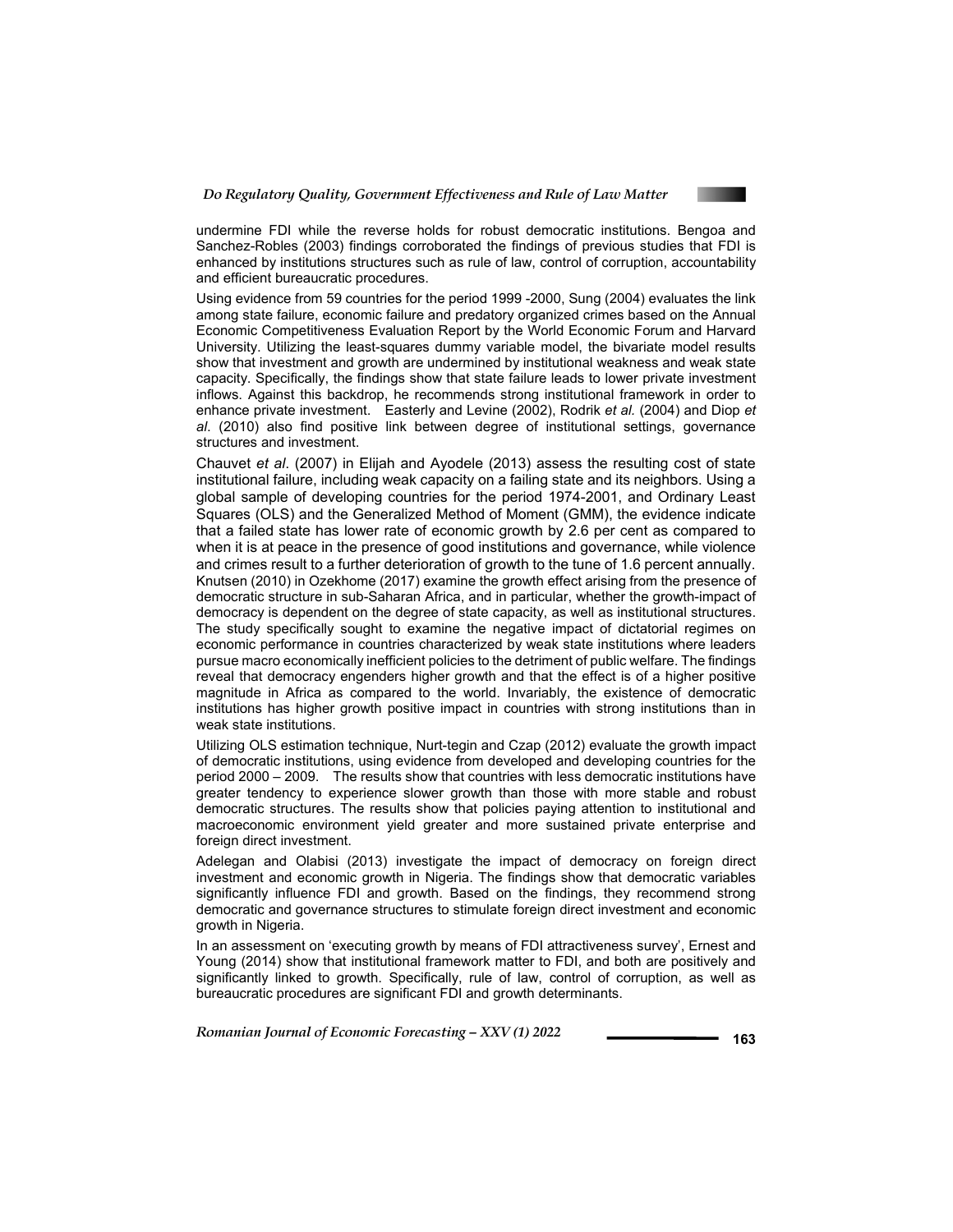undermine FDI while the reverse holds for robust democratic institutions. Bengoa and Sanchez-Robles (2003) findings corroborated the findings of previous studies that FDI is enhanced by institutions structures such as rule of law, control of corruption, accountability and efficient bureaucratic procedures.

Using evidence from 59 countries for the period 1999 -2000, Sung (2004) evaluates the link among state failure, economic failure and predatory organized crimes based on the Annual Economic Competitiveness Evaluation Report by the World Economic Forum and Harvard University. Utilizing the least-squares dummy variable model, the bivariate model results show that investment and growth are undermined by institutional weakness and weak state capacity. Specifically, the findings show that state failure leads to lower private investment inflows. Against this backdrop, he recommends strong institutional framework in order to enhance private investment. Easterly and Levine (2002), Rodrik *et al.* (2004) and Diop *et al*. (2010) also find positive link between degree of institutional settings, governance structures and investment.

Chauvet *et al*. (2007) in Elijah and Ayodele (2013) assess the resulting cost of state institutional failure, including weak capacity on a failing state and its neighbors. Using a global sample of developing countries for the period 1974-2001, and Ordinary Least Squares (OLS) and the Generalized Method of Moment (GMM), the evidence indicate that a failed state has lower rate of economic growth by 2.6 per cent as compared to when it is at peace in the presence of good institutions and governance, while violence and crimes result to a further deterioration of growth to the tune of 1.6 percent annually. Knutsen (2010) in Ozekhome (2017) examine the growth effect arising from the presence of democratic structure in sub-Saharan Africa, and in particular, whether the growth-impact of democracy is dependent on the degree of state capacity, as well as institutional structures. The study specifically sought to examine the negative impact of dictatorial regimes on economic performance in countries characterized by weak state institutions where leaders pursue macro economically inefficient policies to the detriment of public welfare. The findings reveal that democracy engenders higher growth and that the effect is of a higher positive magnitude in Africa as compared to the world. Invariably, the existence of democratic institutions has higher growth positive impact in countries with strong institutions than in weak state institutions.

Utilizing OLS estimation technique, Nurt-tegin and Czap (2012) evaluate the growth impact of democratic institutions, using evidence from developed and developing countries for the period 2000 – 2009. The results show that countries with less democratic institutions have greater tendency to experience slower growth than those with more stable and robust democratic structures. The results show that policies paying attention to institutional and macroeconomic environment yield greater and more sustained private enterprise and foreign direct investment.

Adelegan and Olabisi (2013) investigate the impact of democracy on foreign direct investment and economic growth in Nigeria. The findings show that democratic variables significantly influence FDI and growth. Based on the findings, they recommend strong democratic and governance structures to stimulate foreign direct investment and economic growth in Nigeria.

In an assessment on 'executing growth by means of FDI attractiveness survey', Ernest and Young (2014) show that institutional framework matter to FDI, and both are positively and significantly linked to growth. Specifically, rule of law, control of corruption, as well as bureaucratic procedures are significant FDI and growth determinants.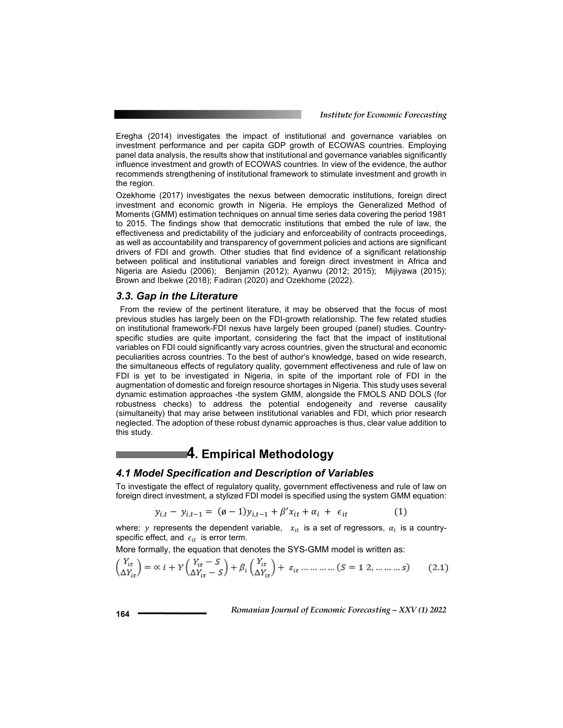Eregha (2014) investigates the impact of institutional and governance variables on investment performance and per capita GDP growth of ECOWAS countries. Employing panel data analysis, the results show that institutional and governance variables significantly influence investment and growth of ECOWAS countries. In view of the evidence, the author recommends strengthening of institutional framework to stimulate investment and growth in the region.

Ozekhome (2017) investigates the nexus between democratic institutions, foreign direct investment and economic growth in Nigeria. He employs the Generalized Method of Moments (GMM) estimation techniques on annual time series data covering the period 1981 to 2015. The findings show that democratic institutions that embed the rule of law, the effectiveness and predictability of the judiciary and enforceability of contracts proceedings, as well as accountability and transparency of government policies and actions are significant drivers of FDI and growth. Other studies that find evidence of a significant relationship between political and institutional variables and foreign direct investment in Africa and Nigeria are Asiedu (2006); Benjamin (2012); Ayanwu (2012; 2015); Mijiyawa (2015); Brown and Ibekwe (2018); Fadiran (2020) and Ozekhome (2022).

### *3.3. Gap in the Literature*

From the review of the pertinent literature, it may be observed that the focus of most previous studies has largely been on the FDI-growth relationship. The few related studies on institutional framework-FDI nexus have largely been grouped (panel) studies. Country-specific studies are quite important, considering the fact that the impact of institutional variables on FDI could significantly vary across countries, given the structural and economic peculiarities across countries. To the best of author's knowledge, based on wide research, the simultaneous effects of regulatory quality, government effectiveness and rule of law on FDI is yet to be investigated in Nigeria, in spite of the important role of FDI in the augmentation of domestic and foreign resource shortages in Nigeria. This study uses several dynamic estimation approaches -the system GMM, alongside the FMOLS AND DOLS (for robustness checks) to address the potential endogeneity and reverse causality (simultaneity) that may arise between institutional variables and FDI, which prior research neglected. The adoption of these robust dynamic approaches is thus, clear value addition to this study.

## 4. Empirical Methodology

### *4.1 Model Specification and Description of Variables*

To investigate the effect of regulatory quality, government effectiveness and rule of law on foreign direct investment, a stylized FDI model is specified using the system GMM equation:

$$y_{i,t} - y_{i,t-1} = (\emptyset - 1)y_{i,t-1} + \beta' x_{it} + \alpha_i + \epsilon_{it} \qquad (1)$$

where: $y$ represents the dependent variable, $x_{it}$ is a set of regressors, $\alpha_i$ is a country-specific effect, and $\epsilon_{it}$ is error term.

More formally, the equation that denotes the SYS-GMM model is written as:

$$\begin{pmatrix} Y_{it} \\ \Delta Y_{it} \end{pmatrix} = \propto i + Y \begin{pmatrix} Y_{it} - S \\ \Delta Y_{it} - S \end{pmatrix} + \beta_i \begin{pmatrix} Y_{it} \\ \Delta Y_{it} \end{pmatrix} + \varepsilon_{it} \ldots \ldots \ldots (S = 1\ 2, \ldots \ldots \ldots s) \qquad (2.1)$$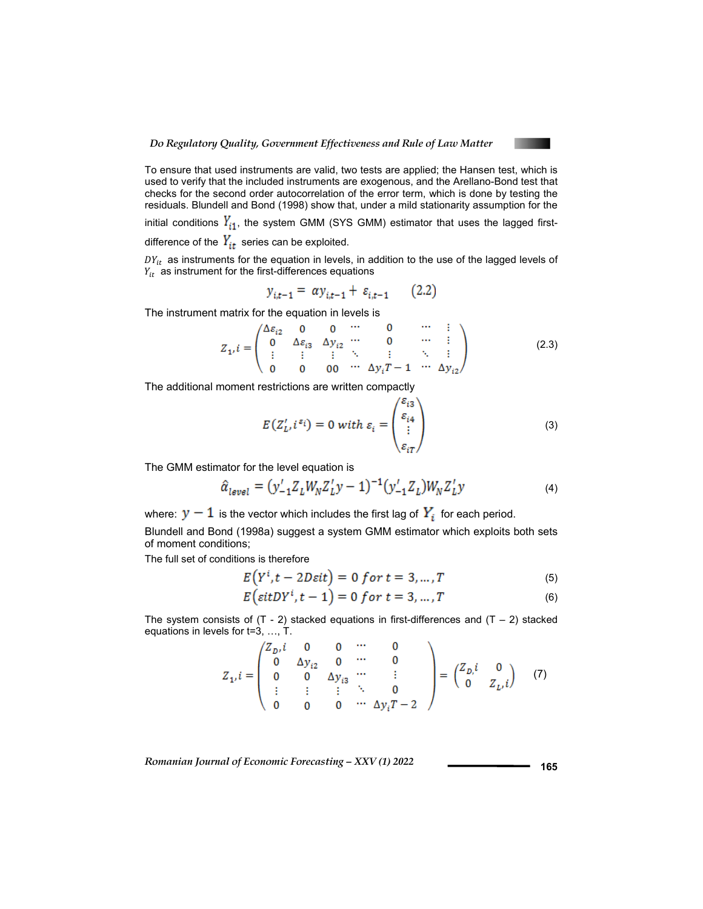To ensure that used instruments are valid, two tests are applied; the Hansen test, which is used to verify that the included instruments are exogenous, and the Arellano-Bond test that checks for the second order autocorrelation of the error term, which is done by testing the residuals. Blundell and Bond (1998) show that, under a mild stationarity assumption for the initial conditions $Y_{i1}$, the system GMM (SYS GMM) estimator that uses the lagged first-difference of the $Y_{it}$ series can be exploited.

$DY_{it}$ as instruments for the equation in levels, in addition to the use of the lagged levels of $Y_{it}$ as instrument for the first-differences equations

$$y_{i,t-1} = \alpha y_{i,t-1} + \varepsilon_{i,t-1} \qquad (2.2)$$

The instrument matrix for the equation in levels is

$$Z_1, i = \begin{pmatrix} \Delta\varepsilon_{i2} & 0 & 0 & \cdots & 0 & \cdots & \vdots \\ 0 & \Delta\varepsilon_{i3} & \Delta y_{i2} & \cdots & 0 & \cdots & \vdots \\ \vdots & \vdots & \vdots & \ddots & \vdots & \ddots & \vdots \\ 0 & 0 & 00 & \cdots & \Delta y_i T - 1 & \cdots & \Delta y_{i2} \end{pmatrix} \qquad (2.3)$$

The additional moment restrictions are written compactly

$$E(Z'_L, i^{\varepsilon_i}) = 0 \; with \; \varepsilon_i = \begin{pmatrix} \varepsilon_{i3} \\ \varepsilon_{i4} \\ \vdots \\ \varepsilon_{iT} \end{pmatrix} \qquad (3)$$

The GMM estimator for the level equation is

$$\hat{\alpha}_{level} = (y'_{-1} Z_L W_N Z'_L y - 1)^{-1} (y'_{-1} Z_L) W_N Z'_L y \qquad (4)$$

where: $y - 1$ is the vector which includes the first lag of $Y_i$ for each period.

Blundell and Bond (1998a) suggest a system GMM estimator which exploits both sets of moment conditions;

The full set of conditions is therefore

$$E(Y^i, t - 2D\varepsilon it) = 0 \; for \; t = 3, \ldots, T \qquad (5)$$

$$E(\varepsilon it DY^i, t - 1) = 0 \; for \; t = 3, \ldots, T \qquad (6)$$

The system consists of (T - 2) stacked equations in first-differences and (T – 2) stacked equations in levels for t=3, …, T.

$$Z_1, i = \begin{pmatrix} Z_D, i & 0 & 0 & \cdots & 0 \\ 0 & \Delta y_{i2} & 0 & \cdots & 0 \\ 0 & 0 & \Delta y_{i3} & \cdots & \vdots \\ \vdots & \vdots & \vdots & \ddots & 0 \\ 0 & 0 & 0 & \cdots & \Delta y_i T - 2 \end{pmatrix} = \begin{pmatrix} Z_D, i & 0 \\ 0 & Z_L, i \end{pmatrix} \qquad (7)$$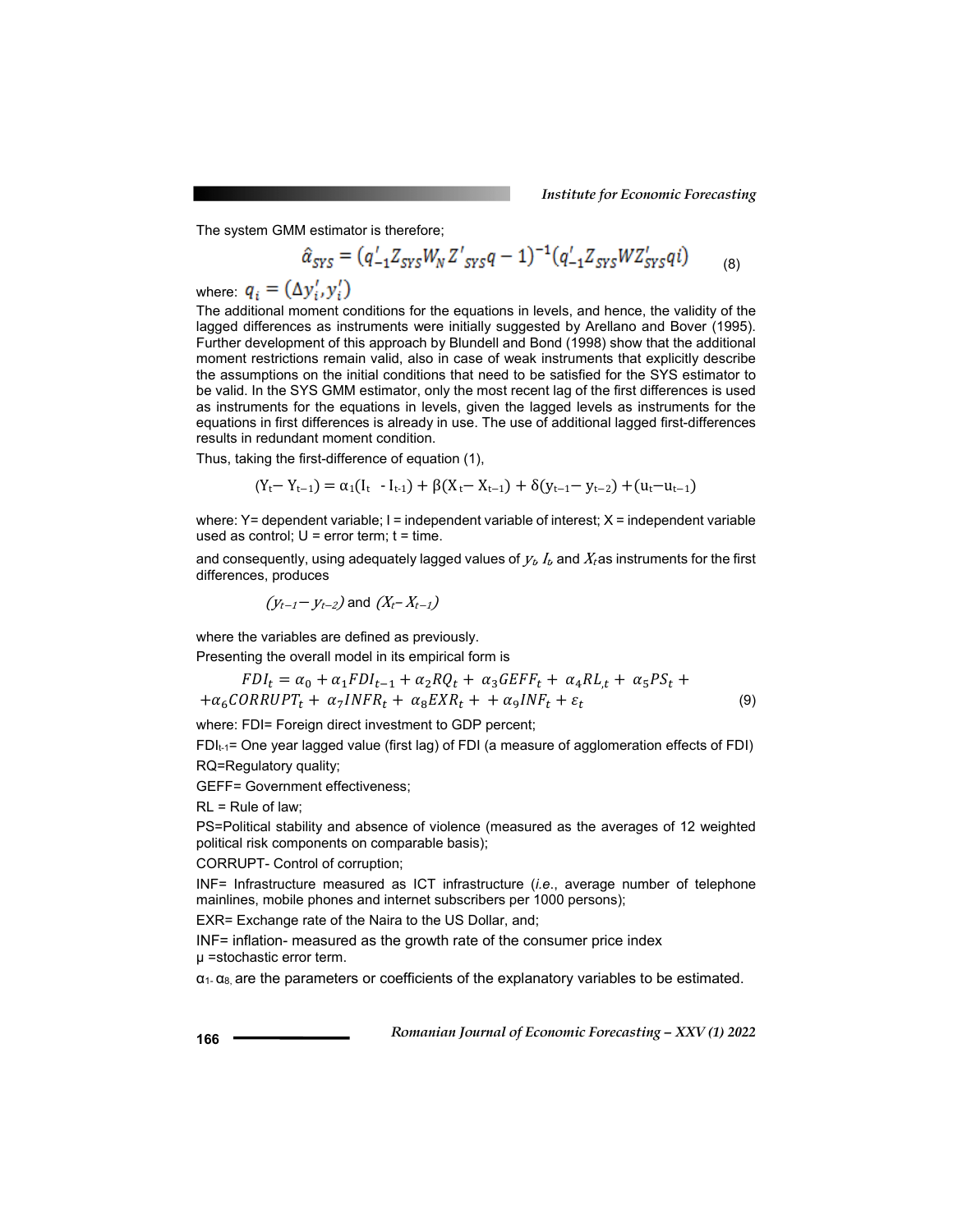The system GMM estimator is therefore;

$$\hat{\alpha}_{SYS} = (q'_{-1} Z_{SYS} W_N Z'_{SYS} q - 1)^{-1} (q'_{-1} Z_{SYS} W Z'_{SYS} qi) \tag{8}$$

where: $q_i = (\Delta y'_i, y'_i)$

The additional moment conditions for the equations in levels, and hence, the validity of the lagged differences as instruments were initially suggested by Arellano and Bover (1995). Further development of this approach by Blundell and Bond (1998) show that the additional moment restrictions remain valid, also in case of weak instruments that explicitly describe the assumptions on the initial conditions that need to be satisfied for the SYS estimator to be valid. In the SYS GMM estimator, only the most recent lag of the first differences is used as instruments for the equations in levels, given the lagged levels as instruments for the equations in first differences is already in use. The use of additional lagged first-differences results in redundant moment condition.

Thus, taking the first-difference of equation (1),

$$(Y_t - Y_{t-1}) = \alpha_1(I_t - I_{t-1}) + \beta(X_t - X_{t-1}) + \delta(y_{t-1} - y_{t-2}) + (u_t - u_{t-1})$$

where: Y= dependent variable; I = independent variable of interest; X = independent variable used as control; U = error term; t = time.

and consequently, using adequately lagged values of $y_t$, $I_t$, and $X_t$ as instruments for the first differences, produces

$(y_{t-1} - y_{t-2})$ and $(X_t - X_{t-1})$

where the variables are defined as previously.

Presenting the overall model in its empirical form is

$$FDI_t = \alpha_0 + \alpha_1 FDI_{t-1} + \alpha_2 RQ_t + \alpha_3 GEFF_t + \alpha_4 RL_{,t} + \alpha_5 PS_t + \\ + \alpha_6 CORRUPT_t + \alpha_7 INFR_t + \alpha_8 EXR_t + + \alpha_9 INF_t + \varepsilon_t \tag{9}$$

where: FDI= Foreign direct investment to GDP percent;

$FDI_{t-1}$= One year lagged value (first lag) of FDI (a measure of agglomeration effects of FDI)

RQ=Regulatory quality;

GEFF= Government effectiveness;

RL = Rule of law;

PS=Political stability and absence of violence (measured as the averages of 12 weighted political risk components on comparable basis);

CORRUPT- Control of corruption;

INF= Infrastructure measured as ICT infrastructure (*i.e.*, average number of telephone mainlines, mobile phones and internet subscribers per 1000 persons);

EXR= Exchange rate of the Naira to the US Dollar, and;

INF= inflation- measured as the growth rate of the consumer price index

μ =stochastic error term.

$\alpha_1$- $\alpha_8$, are the parameters or coefficients of the explanatory variables to be estimated.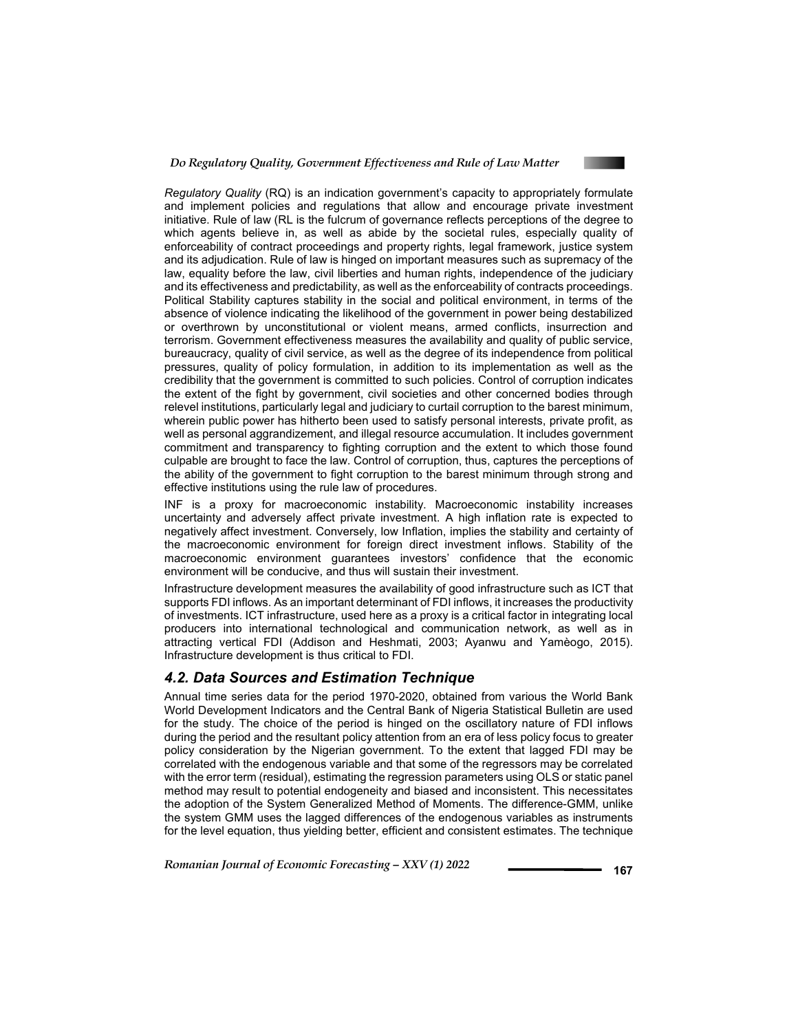*Regulatory Quality* (RQ) is an indication government's capacity to appropriately formulate and implement policies and regulations that allow and encourage private investment initiative. Rule of law (RL is the fulcrum of governance reflects perceptions of the degree to which agents believe in, as well as abide by the societal rules, especially quality of enforceability of contract proceedings and property rights, legal framework, justice system and its adjudication. Rule of law is hinged on important measures such as supremacy of the law, equality before the law, civil liberties and human rights, independence of the judiciary and its effectiveness and predictability, as well as the enforceability of contracts proceedings. Political Stability captures stability in the social and political environment, in terms of the absence of violence indicating the likelihood of the government in power being destabilized or overthrown by unconstitutional or violent means, armed conflicts, insurrection and terrorism. Government effectiveness measures the availability and quality of public service, bureaucracy, quality of civil service, as well as the degree of its independence from political pressures, quality of policy formulation, in addition to its implementation as well as the credibility that the government is committed to such policies. Control of corruption indicates the extent of the fight by government, civil societies and other concerned bodies through relevel institutions, particularly legal and judiciary to curtail corruption to the barest minimum, wherein public power has hitherto been used to satisfy personal interests, private profit, as well as personal aggrandizement, and illegal resource accumulation. It includes government commitment and transparency to fighting corruption and the extent to which those found culpable are brought to face the law. Control of corruption, thus, captures the perceptions of the ability of the government to fight corruption to the barest minimum through strong and effective institutions using the rule law of procedures.

INF is a proxy for macroeconomic instability. Macroeconomic instability increases uncertainty and adversely affect private investment. A high inflation rate is expected to negatively affect investment. Conversely, low Inflation, implies the stability and certainty of the macroeconomic environment for foreign direct investment inflows. Stability of the macroeconomic environment guarantees investors' confidence that the economic environment will be conducive, and thus will sustain their investment.

Infrastructure development measures the availability of good infrastructure such as ICT that supports FDI inflows. As an important determinant of FDI inflows, it increases the productivity of investments. ICT infrastructure, used here as a proxy is a critical factor in integrating local producers into international technological and communication network, as well as in attracting vertical FDI (Addison and Heshmati, 2003; Ayanwu and Yamèogo, 2015). Infrastructure development is thus critical to FDI.

### 4.2. Data Sources and Estimation Technique

Annual time series data for the period 1970-2020, obtained from various the World Bank World Development Indicators and the Central Bank of Nigeria Statistical Bulletin are used for the study. The choice of the period is hinged on the oscillatory nature of FDI inflows during the period and the resultant policy attention from an era of less policy focus to greater policy consideration by the Nigerian government. To the extent that lagged FDI may be correlated with the endogenous variable and that some of the regressors may be correlated with the error term (residual), estimating the regression parameters using OLS or static panel method may result to potential endogeneity and biased and inconsistent. This necessitates the adoption of the System Generalized Method of Moments. The difference-GMM, unlike the system GMM uses the lagged differences of the endogenous variables as instruments for the level equation, thus yielding better, efficient and consistent estimates. The technique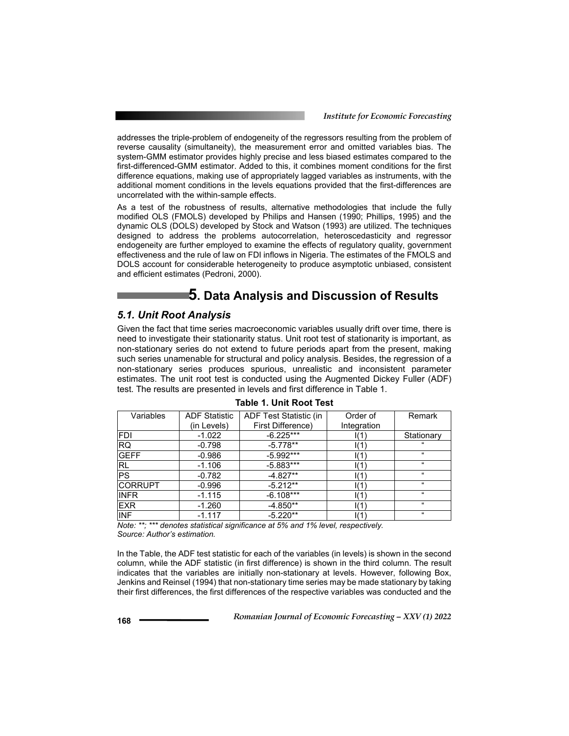addresses the triple-problem of endogeneity of the regressors resulting from the problem of reverse causality (simultaneity), the measurement error and omitted variables bias. The system-GMM estimator provides highly precise and less biased estimates compared to the first-differenced-GMM estimator. Added to this, it combines moment conditions for the first difference equations, making use of appropriately lagged variables as instruments, with the additional moment conditions in the levels equations provided that the first-differences are uncorrelated with the within-sample effects.

As a test of the robustness of results, alternative methodologies that include the fully modified OLS (FMOLS) developed by Philips and Hansen (1990; Phillips, 1995) and the dynamic OLS (DOLS) developed by Stock and Watson (1993) are utilized. The techniques designed to address the problems autocorrelation, heteroscedasticity and regressor endogeneity are further employed to examine the effects of regulatory quality, government effectiveness and the rule of law on FDI inflows in Nigeria. The estimates of the FMOLS and DOLS account for considerable heterogeneity to produce asymptotic unbiased, consistent and efficient estimates (Pedroni, 2000).

# 5. Data Analysis and Discussion of Results

## *5.1. Unit Root Analysis*

Given the fact that time series macroeconomic variables usually drift over time, there is need to investigate their stationarity status. Unit root test of stationarity is important, as non-stationary series do not extend to future periods apart from the present, making such series unamenable for structural and policy analysis. Besides, the regression of a non-stationary series produces spurious, unrealistic and inconsistent parameter estimates. The unit root test is conducted using the Augmented Dickey Fuller (ADF) test. The results are presented in levels and first difference in Table 1.

**Table 1. Unit Root Test**

| Variables | ADF Statistic (in Levels) | ADF Test Statistic (in First Difference) | Order of Integration | Remark |
|---|---|---|---|---|
| FDI | -1.022 | -6.225*** | I(1) | Stationary |
| RQ | -0.798 | -5.778** | I(1) | “ |
| GEFF | -0.986 | -5.992*** | I(1) | “ |
| RL | -1.106 | -5.883*** | I(1) | “ |
| PS | -0.782 | -4.827** | I(1) | “ |
| CORRUPT | -0.996 | -5.212** | I(1) | “ |
| INFR | -1.115 | -6.108*** | I(1) | “ |
| EXR | -1.260 | -4.850** | I(1) | “ |
| INF | -1.117 | -5.220** | I(1) | “ |

*Note: **; *** denotes statistical significance at 5% and 1% level, respectively.*
*Source: Author's estimation.*

In the Table, the ADF test statistic for each of the variables (in levels) is shown in the second column, while the ADF statistic (in first difference) is shown in the third column. The result indicates that the variables are initially non-stationary at levels. However, following Box, Jenkins and Reinsel (1994) that non-stationary time series may be made stationary by taking their first differences, the first differences of the respective variables was conducted and the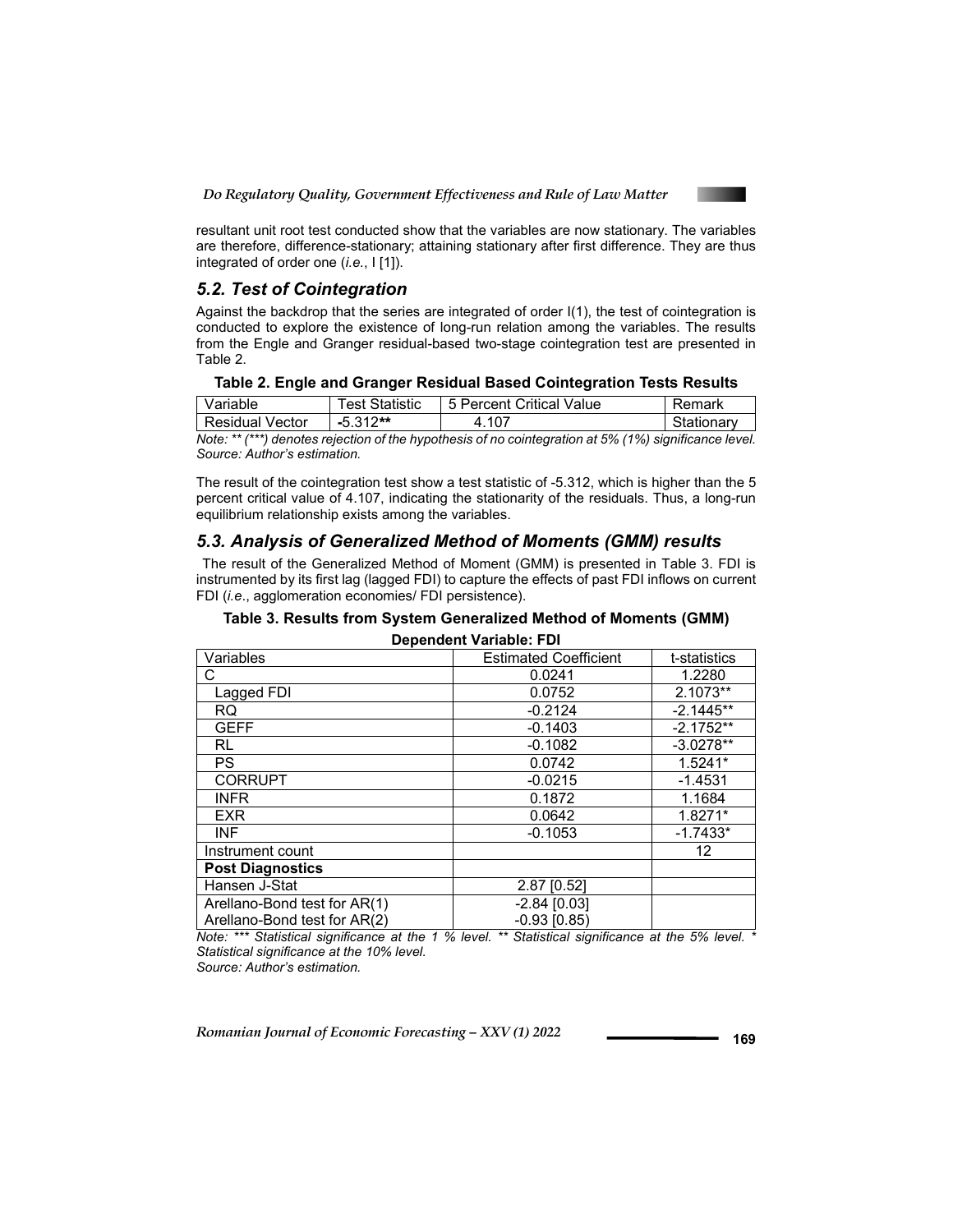resultant unit root test conducted show that the variables are now stationary. The variables are therefore, difference-stationary; attaining stationary after first difference. They are thus integrated of order one (*i.e.*, I [1]).

## 5.2. Test of Cointegration

Against the backdrop that the series are integrated of order I(1), the test of cointegration is conducted to explore the existence of long-run relation among the variables. The results from the Engle and Granger residual-based two-stage cointegration test are presented in Table 2.

**Table 2. Engle and Granger Residual Based Cointegration Tests Results**

| Variable | Test Statistic | 5 Percent Critical Value | Remark |
|---|---|---|---|
| Residual Vector | -5.312** | 4.107 | Stationary |

*Note: ** (***) denotes rejection of the hypothesis of no cointegration at 5% (1%) significance level.*
*Source: Author's estimation.*

The result of the cointegration test show a test statistic of -5.312, which is higher than the 5 percent critical value of 4.107, indicating the stationarity of the residuals. Thus, a long-run equilibrium relationship exists among the variables.

## 5.3. Analysis of Generalized Method of Moments (GMM) results

The result of the Generalized Method of Moment (GMM) is presented in Table 3. FDI is instrumented by its first lag (lagged FDI) to capture the effects of past FDI inflows on current FDI (*i.e.*, agglomeration economies/ FDI persistence).

**Table 3. Results from System Generalized Method of Moments (GMM)**

**Dependent Variable: FDI**

| Variables | Estimated Coefficient | t-statistics |
|---|---|---|
| C | 0.0241 | 1.2280 |
| Lagged FDI | 0.0752 | 2.1073** |
| RQ | -0.2124 | -2.1445** |
| GEFF | -0.1403 | -2.1752** |
| RL | -0.1082 | -3.0278** |
| PS | 0.0742 | 1.5241* |
| CORRUPT | -0.0215 | -1.4531 |
| INFR | 0.1872 | 1.1684 |
| EXR | 0.0642 | 1.8271* |
| INF | -0.1053 | -1.7433* |
| Instrument count | | 12 |
| **Post Diagnostics** | | |
| Hansen J-Stat | 2.87 [0.52] | |
| Arellano-Bond test for AR(1) | -2.84 [0.03] | |
| Arellano-Bond test for AR(2) | -0.93 [0.85] | |

*Note: *** Statistical significance at the 1 % level. ** Statistical significance at the 5% level. * Statistical significance at the 10% level.*
*Source: Author's estimation.*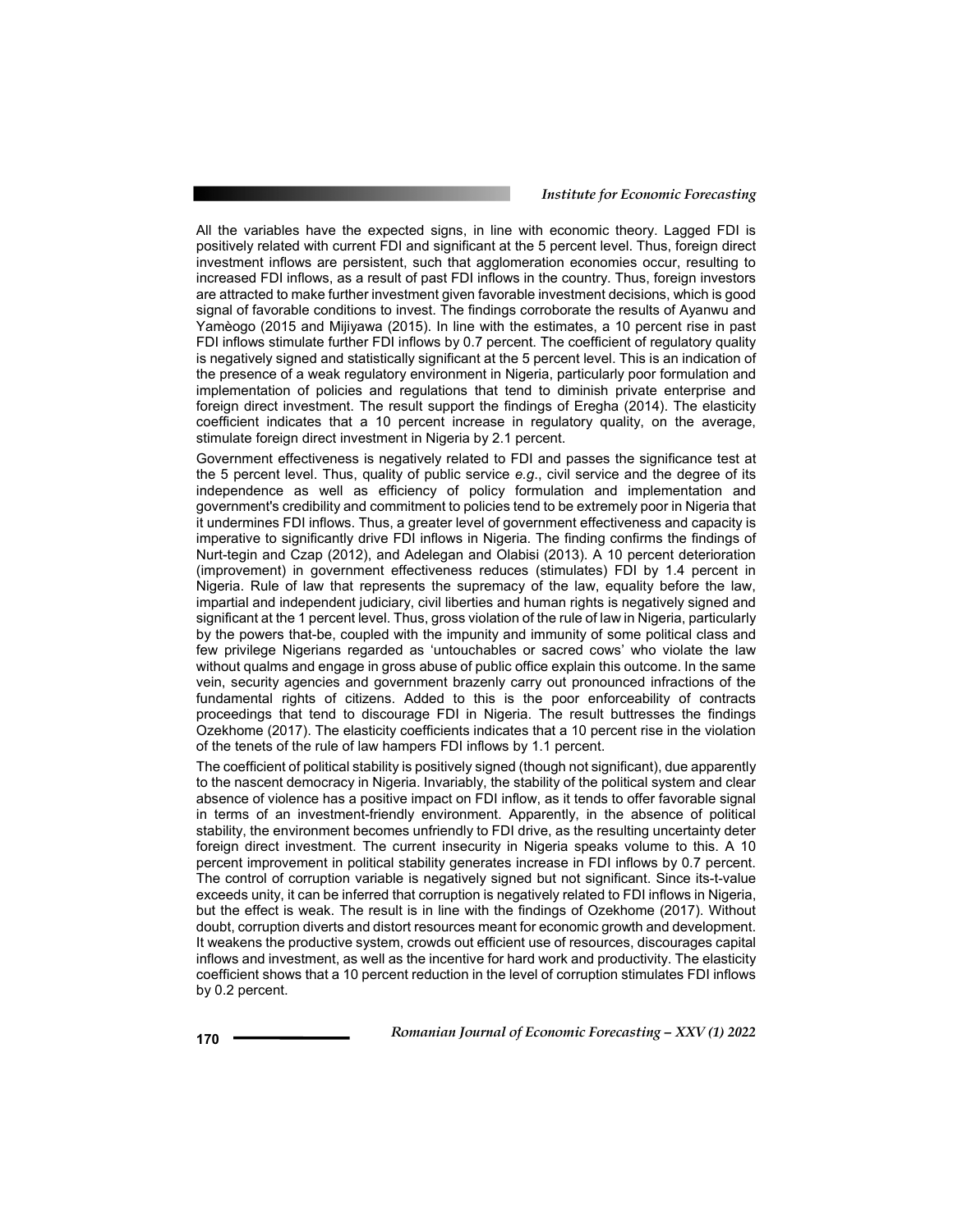All the variables have the expected signs, in line with economic theory. Lagged FDI is positively related with current FDI and significant at the 5 percent level. Thus, foreign direct investment inflows are persistent, such that agglomeration economies occur, resulting to increased FDI inflows, as a result of past FDI inflows in the country. Thus, foreign investors are attracted to make further investment given favorable investment decisions, which is good signal of favorable conditions to invest. The findings corroborate the results of Ayanwu and Yamèogo (2015 and Mijiyawa (2015). In line with the estimates, a 10 percent rise in past FDI inflows stimulate further FDI inflows by 0.7 percent. The coefficient of regulatory quality is negatively signed and statistically significant at the 5 percent level. This is an indication of the presence of a weak regulatory environment in Nigeria, particularly poor formulation and implementation of policies and regulations that tend to diminish private enterprise and foreign direct investment. The result support the findings of Eregha (2014). The elasticity coefficient indicates that a 10 percent increase in regulatory quality, on the average, stimulate foreign direct investment in Nigeria by 2.1 percent.

Government effectiveness is negatively related to FDI and passes the significance test at the 5 percent level. Thus, quality of public service *e.g.*, civil service and the degree of its independence as well as efficiency of policy formulation and implementation and government's credibility and commitment to policies tend to be extremely poor in Nigeria that it undermines FDI inflows. Thus, a greater level of government effectiveness and capacity is imperative to significantly drive FDI inflows in Nigeria. The finding confirms the findings of Nurt-tegin and Czap (2012), and Adelegan and Olabisi (2013). A 10 percent deterioration (improvement) in government effectiveness reduces (stimulates) FDI by 1.4 percent in Nigeria. Rule of law that represents the supremacy of the law, equality before the law, impartial and independent judiciary, civil liberties and human rights is negatively signed and significant at the 1 percent level. Thus, gross violation of the rule of law in Nigeria, particularly by the powers that-be, coupled with the impunity and immunity of some political class and few privilege Nigerians regarded as 'untouchables or sacred cows' who violate the law without qualms and engage in gross abuse of public office explain this outcome. In the same vein, security agencies and government brazenly carry out pronounced infractions of the fundamental rights of citizens. Added to this is the poor enforceability of contracts proceedings that tend to discourage FDI in Nigeria. The result buttresses the findings Ozekhome (2017). The elasticity coefficients indicates that a 10 percent rise in the violation of the tenets of the rule of law hampers FDI inflows by 1.1 percent.

The coefficient of political stability is positively signed (though not significant), due apparently to the nascent democracy in Nigeria. Invariably, the stability of the political system and clear absence of violence has a positive impact on FDI inflow, as it tends to offer favorable signal in terms of an investment-friendly environment. Apparently, in the absence of political stability, the environment becomes unfriendly to FDI drive, as the resulting uncertainty deter foreign direct investment. The current insecurity in Nigeria speaks volume to this. A 10 percent improvement in political stability generates increase in FDI inflows by 0.7 percent. The control of corruption variable is negatively signed but not significant. Since its-t-value exceeds unity, it can be inferred that corruption is negatively related to FDI inflows in Nigeria, but the effect is weak. The result is in line with the findings of Ozekhome (2017). Without doubt, corruption diverts and distort resources meant for economic growth and development. It weakens the productive system, crowds out efficient use of resources, discourages capital inflows and investment, as well as the incentive for hard work and productivity. The elasticity coefficient shows that a 10 percent reduction in the level of corruption stimulates FDI inflows by 0.2 percent.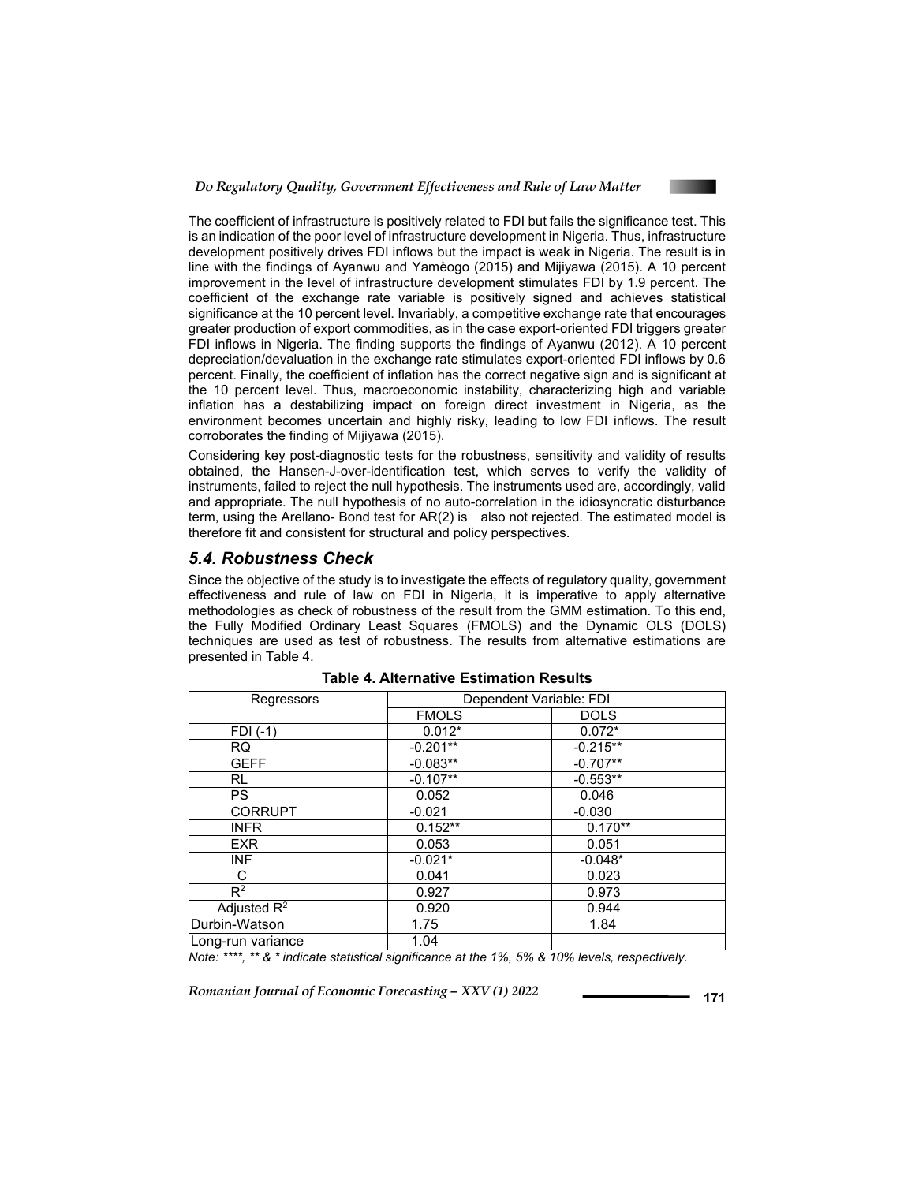The coefficient of infrastructure is positively related to FDI but fails the significance test. This is an indication of the poor level of infrastructure development in Nigeria. Thus, infrastructure development positively drives FDI inflows but the impact is weak in Nigeria. The result is in line with the findings of Ayanwu and Yamègo (2015) and Mijiyawa (2015). A 10 percent improvement in the level of infrastructure development stimulates FDI by 1.9 percent. The coefficient of the exchange rate variable is positively signed and achieves statistical significance at the 10 percent level. Invariably, a competitive exchange rate that encourages greater production of export commodities, as in the case export-oriented FDI triggers greater FDI inflows in Nigeria. The finding supports the findings of Ayanwu (2012). A 10 percent depreciation/devaluation in the exchange rate stimulates export-oriented FDI inflows by 0.6 percent. Finally, the coefficient of inflation has the correct negative sign and is significant at the 10 percent level. Thus, macroeconomic instability, characterizing high and variable inflation has a destabilizing impact on foreign direct investment in Nigeria, as the environment becomes uncertain and highly risky, leading to low FDI inflows. The result corroborates the finding of Mijiyawa (2015).

Considering key post-diagnostic tests for the robustness, sensitivity and validity of results obtained, the Hansen-J-over-identification test, which serves to verify the validity of instruments, failed to reject the null hypothesis. The instruments used are, accordingly, valid and appropriate. The null hypothesis of no auto-correlation in the idiosyncratic disturbance term, using the Arellano- Bond test for AR(2) is also not rejected. The estimated model is therefore fit and consistent for structural and policy perspectives.

## 5.4. Robustness Check

Since the objective of the study is to investigate the effects of regulatory quality, government effectiveness and rule of law on FDI in Nigeria, it is imperative to apply alternative methodologies as check of robustness of the result from the GMM estimation. To this end, the Fully Modified Ordinary Least Squares (FMOLS) and the Dynamic OLS (DOLS) techniques are used as test of robustness. The results from alternative estimations are presented in Table 4.

**Table 4. Alternative Estimation Results**

| Regressors | Dependent Variable: FDI | |
|---|---|---|
| | FMOLS | DOLS |
| FDI (-1) | 0.012* | 0.072* |
| RQ | -0.201** | -0.215** |
| GEFF | -0.083** | -0.707** |
| RL | -0.107** | -0.553** |
| PS | 0.052 | 0.046 |
| CORRUPT | -0.021 | -0.030 |
| INFR | 0.152** | 0.170** |
| EXR | 0.053 | 0.051 |
| INF | -0.021* | -0.048* |
| C | 0.041 | 0.023 |
| $R^2$ | 0.927 | 0.973 |
| Adjusted $R^2$ | 0.920 | 0.944 |
| Durbin-Watson | 1.75 | 1.84 |
| Long-run variance | 1.04 | |

*Note: \*\*\*\*, \*\* & \* indicate statistical significance at the 1%, 5% & 10% levels, respectively.*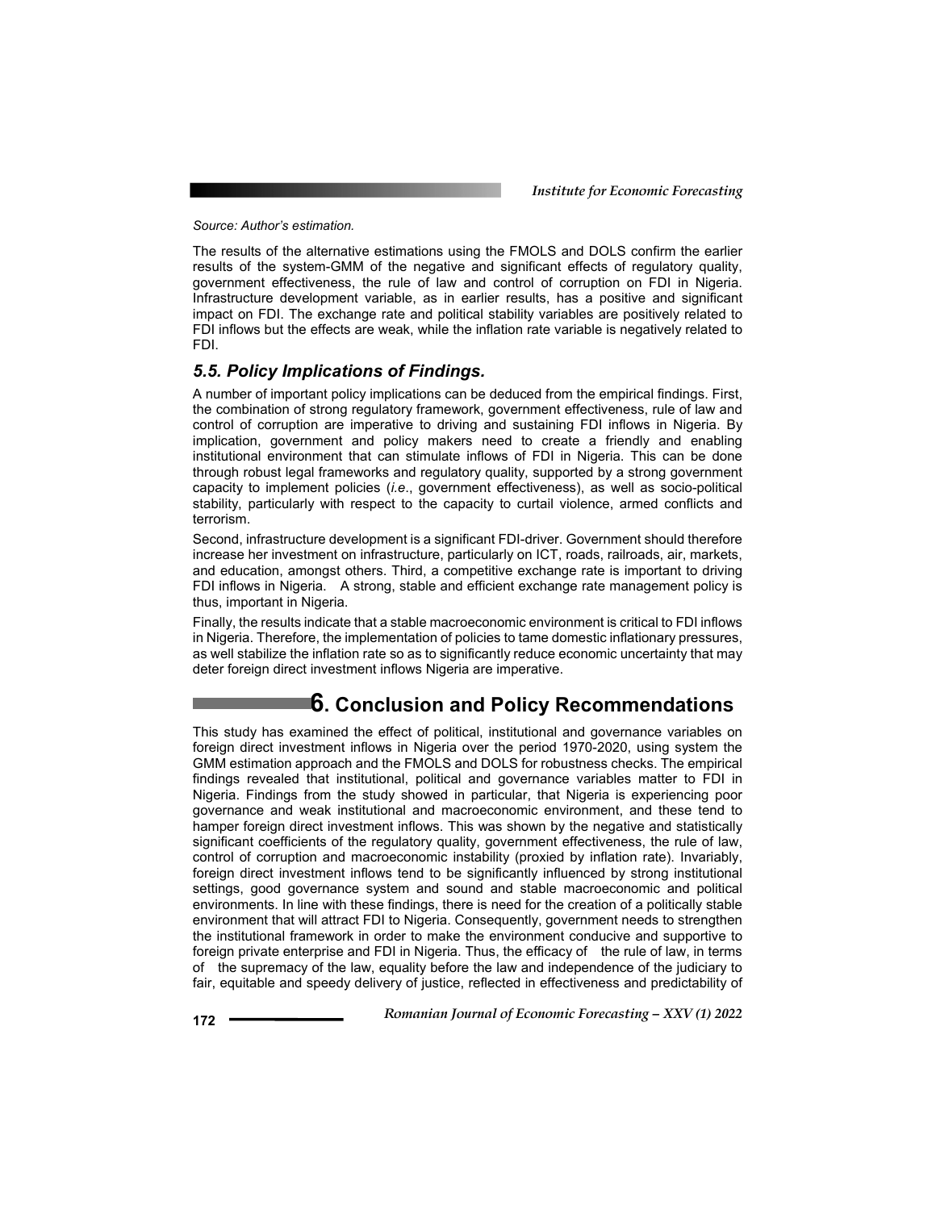Source: Author's estimation.

The results of the alternative estimations using the FMOLS and DOLS confirm the earlier results of the system-GMM of the negative and significant effects of regulatory quality, government effectiveness, the rule of law and control of corruption on FDI in Nigeria. Infrastructure development variable, as in earlier results, has a positive and significant impact on FDI. The exchange rate and political stability variables are positively related to FDI inflows but the effects are weak, while the inflation rate variable is negatively related to FDI.

### *5.5. Policy Implications of Findings.*

A number of important policy implications can be deduced from the empirical findings. First, the combination of strong regulatory framework, government effectiveness, rule of law and control of corruption are imperative to driving and sustaining FDI inflows in Nigeria. By implication, government and policy makers need to create a friendly and enabling institutional environment that can stimulate inflows of FDI in Nigeria. This can be done through robust legal frameworks and regulatory quality, supported by a strong government capacity to implement policies (*i.e*., government effectiveness), as well as socio-political stability, particularly with respect to the capacity to curtail violence, armed conflicts and terrorism.

Second, infrastructure development is a significant FDI-driver. Government should therefore increase her investment on infrastructure, particularly on ICT, roads, railroads, air, markets, and education, amongst others. Third, a competitive exchange rate is important to driving FDI inflows in Nigeria. A strong, stable and efficient exchange rate management policy is thus, important in Nigeria.

Finally, the results indicate that a stable macroeconomic environment is critical to FDI inflows in Nigeria. Therefore, the implementation of policies to tame domestic inflationary pressures, as well stabilize the inflation rate so as to significantly reduce economic uncertainty that may deter foreign direct investment inflows Nigeria are imperative.

## 6. Conclusion and Policy Recommendations

This study has examined the effect of political, institutional and governance variables on foreign direct investment inflows in Nigeria over the period 1970-2020, using system the GMM estimation approach and the FMOLS and DOLS for robustness checks. The empirical findings revealed that institutional, political and governance variables matter to FDI in Nigeria. Findings from the study showed in particular, that Nigeria is experiencing poor governance and weak institutional and macroeconomic environment, and these tend to hamper foreign direct investment inflows. This was shown by the negative and statistically significant coefficients of the regulatory quality, government effectiveness, the rule of law, control of corruption and macroeconomic instability (proxied by inflation rate). Invariably, foreign direct investment inflows tend to be significantly influenced by strong institutional settings, good governance system and sound and stable macroeconomic and political environments. In line with these findings, there is need for the creation of a politically stable environment that will attract FDI to Nigeria. Consequently, government needs to strengthen the institutional framework in order to make the environment conducive and supportive to foreign private enterprise and FDI in Nigeria. Thus, the efficacy of the rule of law, in terms of the supremacy of the law, equality before the law and independence of the judiciary to fair, equitable and speedy delivery of justice, reflected in effectiveness and predictability of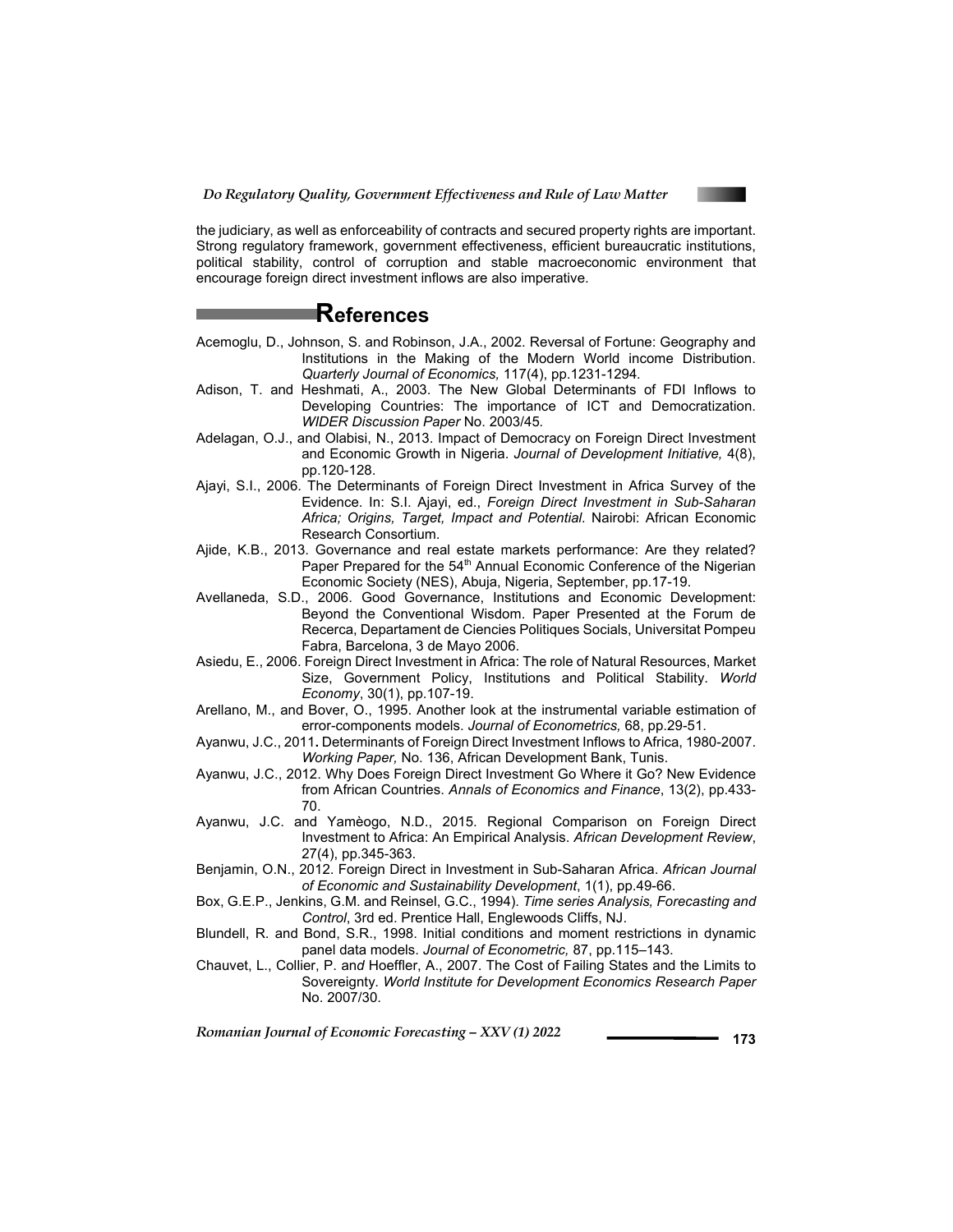the judiciary, as well as enforceability of contracts and secured property rights are important. Strong regulatory framework, government effectiveness, efficient bureaucratic institutions, political stability, control of corruption and stable macroeconomic environment that encourage foreign direct investment inflows are also imperative.

## References

Acemoglu, D., Johnson, S. and Robinson, J.A., 2002. Reversal of Fortune: Geography and Institutions in the Making of the Modern World income Distribution. *Quarterly Journal of Economics,* 117(4), pp.1231-1294.

Adison, T. and Heshmati, A., 2003. The New Global Determinants of FDI Inflows to Developing Countries: The importance of ICT and Democratization. *WIDER Discussion Paper* No. 2003/45.

Adelagan, O.J., and Olabisi, N., 2013. Impact of Democracy on Foreign Direct Investment and Economic Growth in Nigeria. *Journal of Development Initiative,* 4(8), pp.120-128.

Ajayi, S.I., 2006. The Determinants of Foreign Direct Investment in Africa Survey of the Evidence. In: S.I. Ajayi, ed., *Foreign Direct Investment in Sub-Saharan Africa; Origins, Target, Impact and Potential.* Nairobi: African Economic Research Consortium.

Ajide, K.B., 2013. Governance and real estate markets performance: Are they related? Paper Prepared for the 54th Annual Economic Conference of the Nigerian Economic Society (NES), Abuja, Nigeria, September, pp.17-19.

Avellaneda, S.D., 2006. Good Governance, Institutions and Economic Development: Beyond the Conventional Wisdom. Paper Presented at the Forum de Recerca, Departament de Ciencies Politiques Socials, Universitat Pompeu Fabra, Barcelona, 3 de Mayo 2006.

Asiedu, E., 2006. Foreign Direct Investment in Africa: The role of Natural Resources, Market Size, Government Policy, Institutions and Political Stability. *World Economy*, 30(1), pp.107-19.

Arellano, M., and Bover, O., 1995. Another look at the instrumental variable estimation of error-components models. *Journal of Econometrics,* 68, pp.29-51.

Ayanwu, J.C., 2011. Determinants of Foreign Direct Investment Inflows to Africa, 1980-2007. *Working Paper,* No. 136, African Development Bank, Tunis.

Ayanwu, J.C., 2012. Why Does Foreign Direct Investment Go Where it Go? New Evidence from African Countries. *Annals of Economics and Finance*, 13(2), pp.433-70.

Ayanwu, J.C. and Yamèogo, N.D., 2015. Regional Comparison on Foreign Direct Investment to Africa: An Empirical Analysis. *African Development Review*, 27(4), pp.345-363.

Benjamin, O.N., 2012. Foreign Direct in Investment in Sub-Saharan Africa. *African Journal of Economic and Sustainability Development*, 1(1), pp.49-66.

Box, G.E.P., Jenkins, G.M. and Reinsel, G.C., 1994). *Time series Analysis, Forecasting and Control*, 3rd ed. Prentice Hall, Englewoods Cliffs, NJ.

Blundell, R. and Bond, S.R., 1998. Initial conditions and moment restrictions in dynamic panel data models. *Journal of Econometric,* 87, pp.115–143.

Chauvet, L., Collier, P. and Hoeffler, A., 2007. The Cost of Failing States and the Limits to Sovereignty. *World Institute for Development Economics Research Paper* No. 2007/30.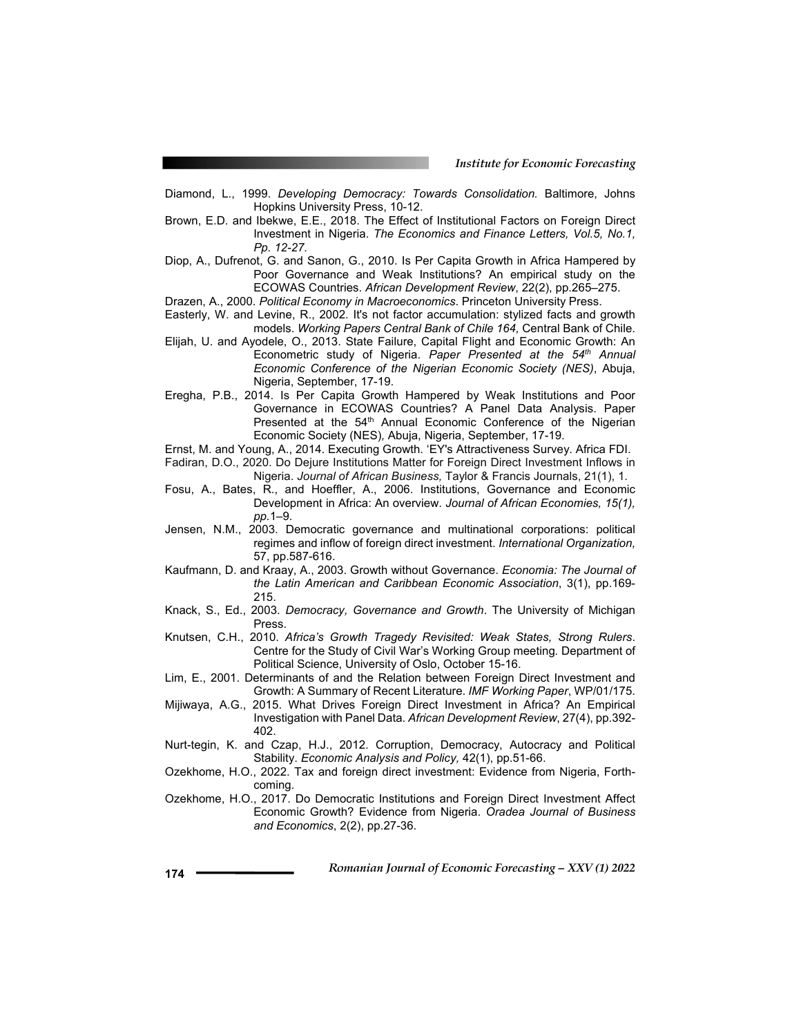Diamond, L., 1999. *Developing Democracy: Towards Consolidation.* Baltimore, Johns Hopkins University Press, 10-12.

Brown, E.D. and Ibekwe, E.E., 2018. The Effect of Institutional Factors on Foreign Direct Investment in Nigeria. *The Economics and Finance Letters, Vol.5, No.1, Pp. 12-27.*

Diop, A., Dufrenot, G. and Sanon, G., 2010. Is Per Capita Growth in Africa Hampered by Poor Governance and Weak Institutions? An empirical study on the ECOWAS Countries. *African Development Review*, 22(2), pp.265–275.

Drazen, A., 2000. *Political Economy in Macroeconomics*. Princeton University Press.

Easterly, W. and Levine, R., 2002. It's not factor accumulation: stylized facts and growth models. *Working Papers Central Bank of Chile 164,* Central Bank of Chile.

Elijah, U. and Ayodele, O., 2013. State Failure, Capital Flight and Economic Growth: An Econometric study of Nigeria. *Paper Presented at the 54th Annual Economic Conference of the Nigerian Economic Society (NES)*, Abuja, Nigeria, September, 17-19.

Eregha, P.B., 2014. Is Per Capita Growth Hampered by Weak Institutions and Poor Governance in ECOWAS Countries? A Panel Data Analysis. Paper Presented at the 54th Annual Economic Conference of the Nigerian Economic Society (NES), Abuja, Nigeria, September, 17-19.

Ernst, M. and Young, A., 2014. Executing Growth. 'EY's Attractiveness Survey. Africa FDI.

Fadiran, D.O., 2020. Do Dejure Institutions Matter for Foreign Direct Investment Inflows in Nigeria. *Journal of African Business,* Taylor & Francis Journals, 21(1), 1.

Fosu, A., Bates, R., and Hoeffler, A., 2006. Institutions, Governance and Economic Development in Africa: An overview. *Journal of African Economies, 15(1), pp.*1–9.

Jensen, N.M., 2003. Democratic governance and multinational corporations: political regimes and inflow of foreign direct investment. *International Organization,* 57, pp.587-616.

Kaufmann, D. and Kraay, A., 2003. Growth without Governance. *Economia: The Journal of the Latin American and Caribbean Economic Association*, 3(1), pp.169-215.

Knack, S., Ed., 2003. *Democracy, Governance and Growth*. The University of Michigan Press.

Knutsen, C.H., 2010. *Africa's Growth Tragedy Revisited: Weak States, Strong Rulers*. Centre for the Study of Civil War's Working Group meeting. Department of Political Science, University of Oslo, October 15-16.

Lim, E., 2001. Determinants of and the Relation between Foreign Direct Investment and Growth: A Summary of Recent Literature. *IMF Working Paper*, WP/01/175.

Mijiwaya, A.G., 2015. What Drives Foreign Direct Investment in Africa? An Empirical Investigation with Panel Data. *African Development Review*, 27(4), pp.392-402.

Nurt-tegin, K. and Czap, H.J., 2012. Corruption, Democracy, Autocracy and Political Stability. *Economic Analysis and Policy,* 42(1), pp.51-66.

Ozekhome, H.O., 2022. Tax and foreign direct investment: Evidence from Nigeria, Forth-coming.

Ozekhome, H.O., 2017. Do Democratic Institutions and Foreign Direct Investment Affect Economic Growth? Evidence from Nigeria. *Oradea Journal of Business and Economics*, 2(2), pp.27-36.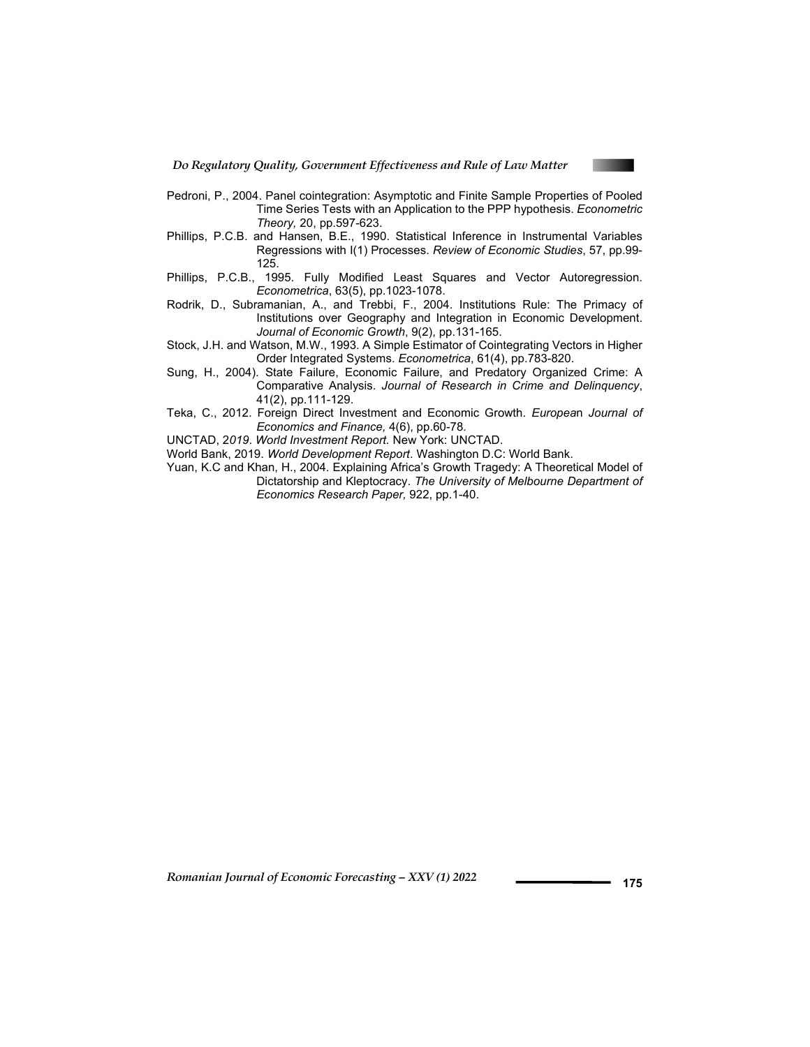Pedroni, P., 2004. Panel cointegration: Asymptotic and Finite Sample Properties of Pooled Time Series Tests with an Application to the PPP hypothesis. *Econometric Theory,* 20, pp.597-623.

Phillips, P.C.B. and Hansen, B.E., 1990. Statistical Inference in Instrumental Variables Regressions with I(1) Processes. *Review of Economic Studies*, 57, pp.99-125.

Phillips, P.C.B., 1995. Fully Modified Least Squares and Vector Autoregression. *Econometrica*, 63(5), pp.1023-1078.

Rodrik, D., Subramanian, A., and Trebbi, F., 2004. Institutions Rule: The Primacy of Institutions over Geography and Integration in Economic Development. *Journal of Economic Growth*, 9(2), pp.131-165.

Stock, J.H. and Watson, M.W., 1993. A Simple Estimator of Cointegrating Vectors in Higher Order Integrated Systems. *Econometrica*, 61(4), pp.783-820.

Sung, H., 2004). State Failure, Economic Failure, and Predatory Organized Crime: A Comparative Analysis. *Journal of Research in Crime and Delinquency*, 41(2), pp.111-129.

Teka, C., 2012. Foreign Direct Investment and Economic Growth. *European Journal of Economics and Finance,* 4(6), pp.60-78.

UNCTAD, 2*019*. *World Investment Report.* New York: UNCTAD.

World Bank, 2019. *World Development Report*. Washington D.C: World Bank.

Yuan, K.C and Khan, H., 2004. Explaining Africa's Growth Tragedy: A Theoretical Model of Dictatorship and Kleptocracy. *The University of Melbourne Department of Economics Research Paper,* 922, pp.1-40.